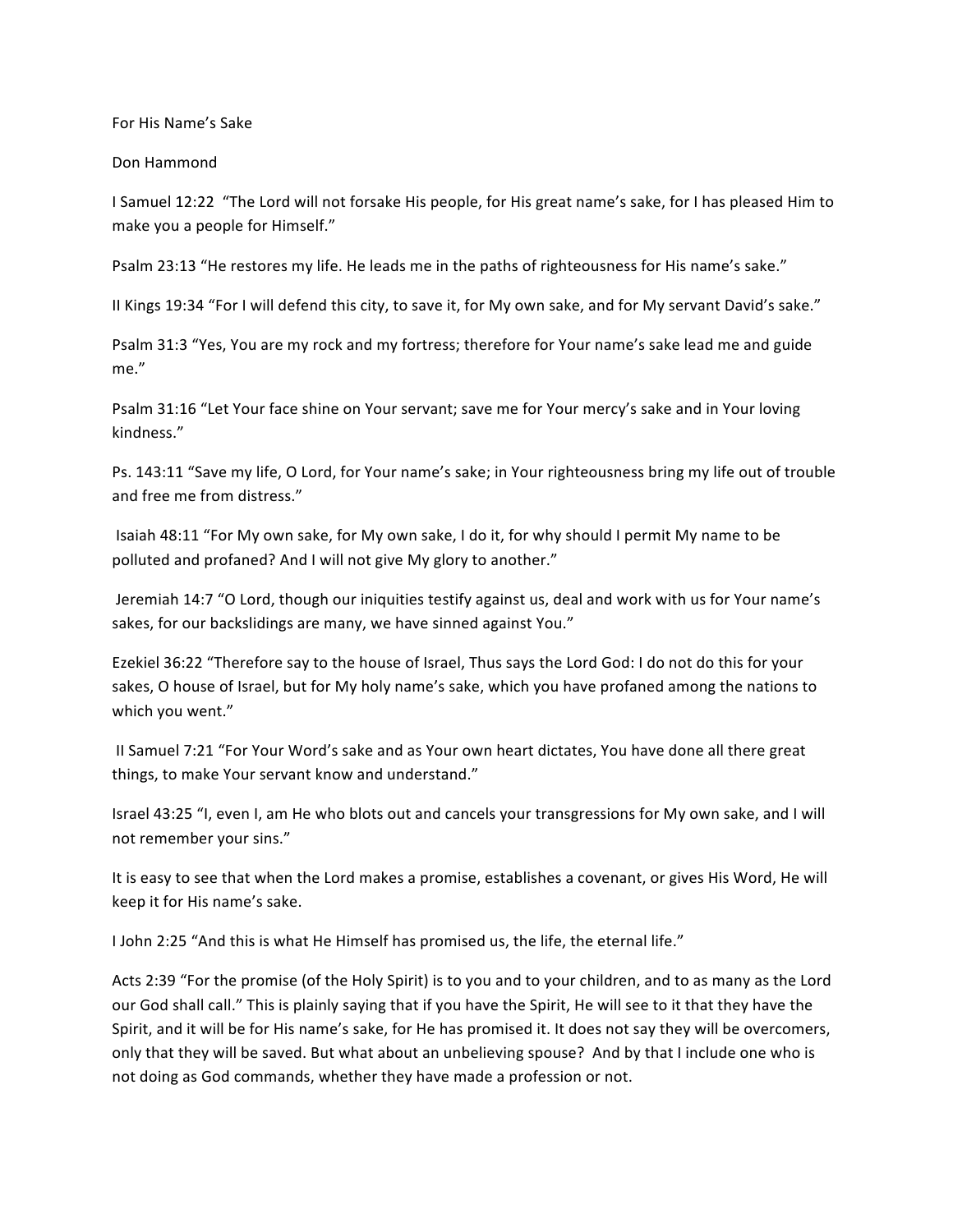For His Name's Sake

Don Hammond

I Samuel 12:22 "The Lord will not forsake His people, for His great name's sake, for I has pleased Him to make you a people for Himself."

Psalm 23:13 "He restores my life. He leads me in the paths of righteousness for His name's sake."

II Kings 19:34 "For I will defend this city, to save it, for My own sake, and for My servant David's sake."

Psalm 31:3 "Yes, You are my rock and my fortress; therefore for Your name's sake lead me and guide me."

Psalm 31:16 "Let Your face shine on Your servant; save me for Your mercy's sake and in Your loving kindness."

Ps. 143:11 "Save my life, O Lord, for Your name's sake; in Your righteousness bring my life out of trouble and free me from distress."

Isaiah 48:11 "For My own sake, for My own sake, I do it, for why should I permit My name to be polluted and profaned? And I will not give My glory to another."

Jeremiah 14:7 "O Lord, though our iniquities testify against us, deal and work with us for Your name's sakes, for our backslidings are many, we have sinned against You."

Ezekiel 36:22 "Therefore say to the house of Israel, Thus says the Lord God: I do not do this for your sakes, O house of Israel, but for My holy name's sake, which you have profaned among the nations to which you went."

II Samuel 7:21 "For Your Word's sake and as Your own heart dictates, You have done all there great things, to make Your servant know and understand."

Israel 43:25 "I, even I, am He who blots out and cancels your transgressions for My own sake, and I will not remember your sins."

It is easy to see that when the Lord makes a promise, establishes a covenant, or gives His Word, He will keep it for His name's sake.

I John 2:25 "And this is what He Himself has promised us, the life, the eternal life."

Acts 2:39 "For the promise (of the Holy Spirit) is to you and to your children, and to as many as the Lord our God shall call." This is plainly saying that if you have the Spirit, He will see to it that they have the Spirit, and it will be for His name's sake, for He has promised it. It does not say they will be overcomers, only that they will be saved. But what about an unbelieving spouse? And by that I include one who is not doing as God commands, whether they have made a profession or not.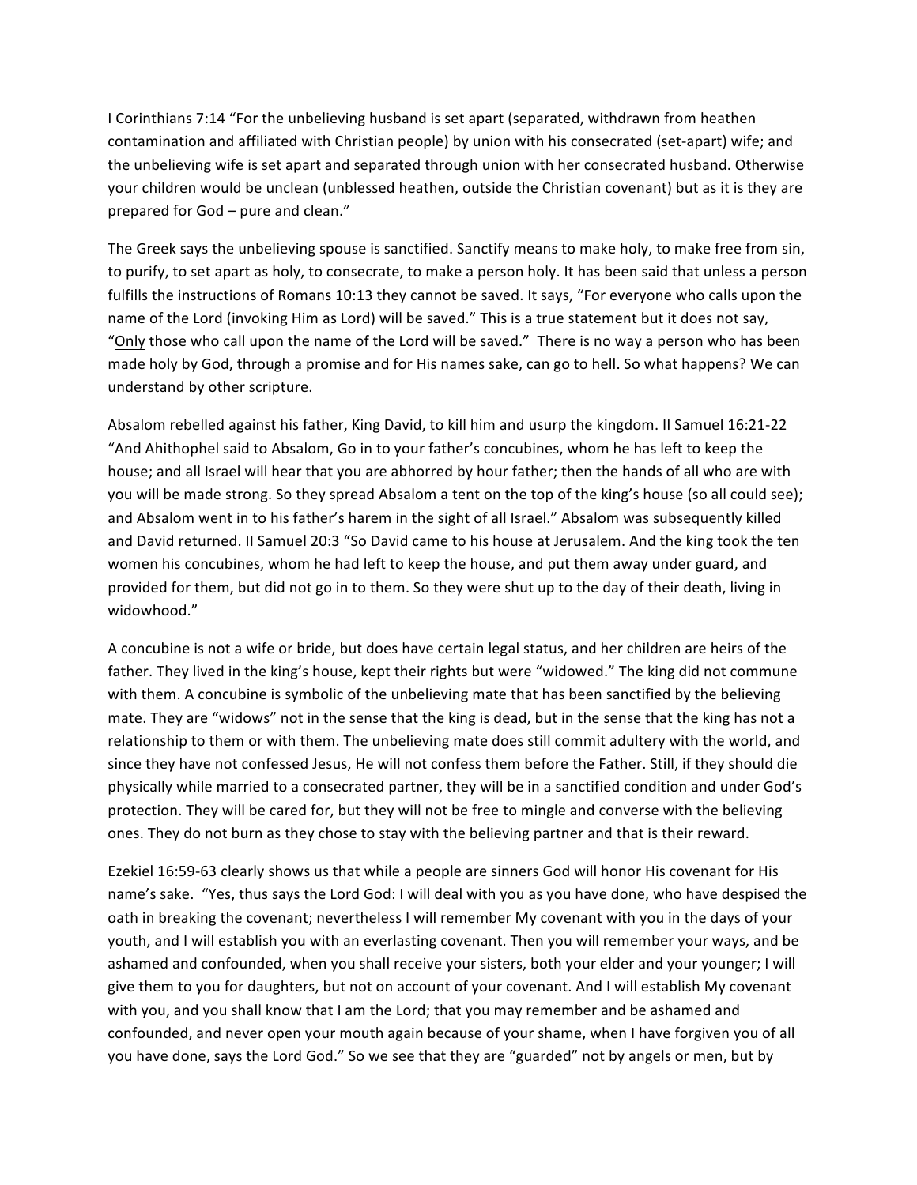I Corinthians 7:14 "For the unbelieving husband is set apart (separated, withdrawn from heathen contamination and affiliated with Christian people) by union with his consecrated (set-apart) wife; and the unbelieving wife is set apart and separated through union with her consecrated husband. Otherwise your children would be unclean (unblessed heathen, outside the Christian covenant) but as it is they are prepared for God – pure and clean."

The Greek says the unbelieving spouse is sanctified. Sanctify means to make holy, to make free from sin, to purify, to set apart as holy, to consecrate, to make a person holy. It has been said that unless a person fulfills the instructions of Romans 10:13 they cannot be saved. It says, "For everyone who calls upon the name of the Lord (invoking Him as Lord) will be saved." This is a true statement but it does not say, "Only those who call upon the name of the Lord will be saved." There is no way a person who has been made holy by God, through a promise and for His names sake, can go to hell. So what happens? We can understand by other scripture.

Absalom rebelled against his father, King David, to kill him and usurp the kingdom. II Samuel 16:21-22 "And Ahithophel said to Absalom, Go in to your father's concubines, whom he has left to keep the house; and all Israel will hear that you are abhorred by hour father; then the hands of all who are with you will be made strong. So they spread Absalom a tent on the top of the king's house (so all could see); and Absalom went in to his father's harem in the sight of all Israel." Absalom was subsequently killed and David returned. II Samuel 20:3 "So David came to his house at Jerusalem. And the king took the ten women his concubines, whom he had left to keep the house, and put them away under guard, and provided for them, but did not go in to them. So they were shut up to the day of their death, living in widowhood."

A concubine is not a wife or bride, but does have certain legal status, and her children are heirs of the father. They lived in the king's house, kept their rights but were "widowed." The king did not commune with them. A concubine is symbolic of the unbelieving mate that has been sanctified by the believing mate. They are "widows" not in the sense that the king is dead, but in the sense that the king has not a relationship to them or with them. The unbelieving mate does still commit adultery with the world, and since they have not confessed Jesus, He will not confess them before the Father. Still, if they should die physically while married to a consecrated partner, they will be in a sanctified condition and under God's protection. They will be cared for, but they will not be free to mingle and converse with the believing ones. They do not burn as they chose to stay with the believing partner and that is their reward.

Ezekiel 16:59-63 clearly shows us that while a people are sinners God will honor His covenant for His name's sake. "Yes, thus says the Lord God: I will deal with you as you have done, who have despised the oath in breaking the covenant; nevertheless I will remember My covenant with you in the days of your youth, and I will establish you with an everlasting covenant. Then you will remember your ways, and be ashamed and confounded, when you shall receive your sisters, both your elder and your younger; I will give them to you for daughters, but not on account of your covenant. And I will establish My covenant with you, and you shall know that I am the Lord; that you may remember and be ashamed and confounded, and never open your mouth again because of your shame, when I have forgiven you of all you have done, says the Lord God." So we see that they are "guarded" not by angels or men, but by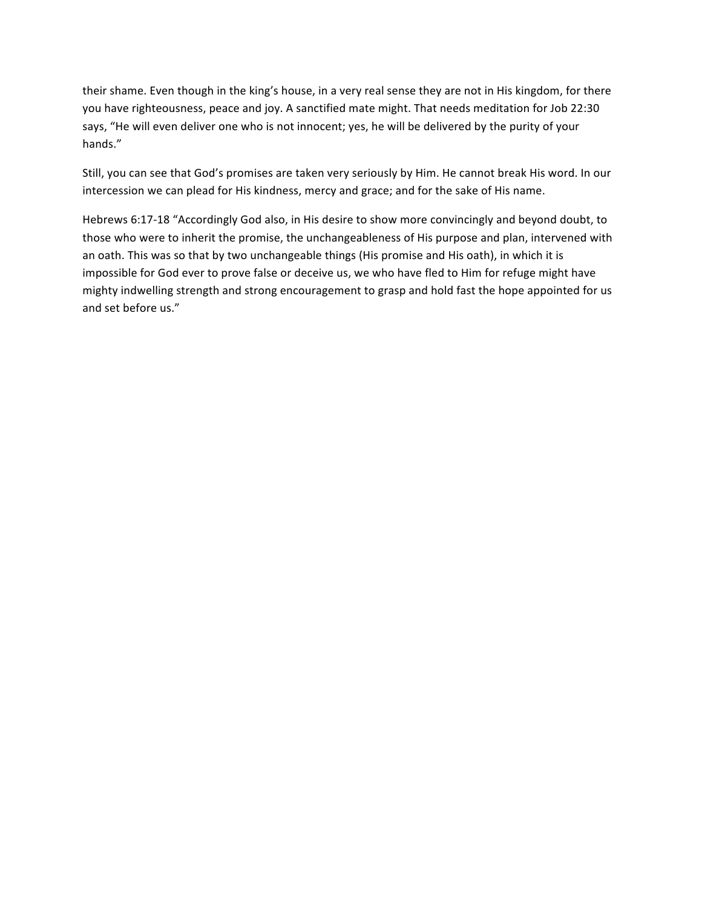their shame. Even though in the king's house, in a very real sense they are not in His kingdom, for there you have righteousness, peace and joy. A sanctified mate might. That needs meditation for Job 22:30 says, "He will even deliver one who is not innocent; yes, he will be delivered by the purity of your hands."

Still, you can see that God's promises are taken very seriously by Him. He cannot break His word. In our intercession we can plead for His kindness, mercy and grace; and for the sake of His name.

Hebrews 6:17-18 "Accordingly God also, in His desire to show more convincingly and beyond doubt, to those who were to inherit the promise, the unchangeableness of His purpose and plan, intervened with an oath. This was so that by two unchangeable things (His promise and His oath), in which it is impossible for God ever to prove false or deceive us, we who have fled to Him for refuge might have mighty indwelling strength and strong encouragement to grasp and hold fast the hope appointed for us and set before us."